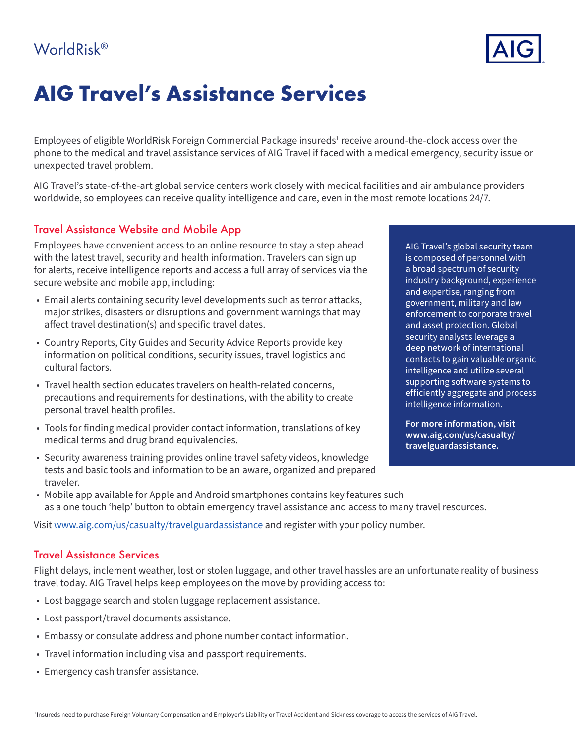WorldRisk®

# AIG Travel's Assistance Services

Employees of eligible WorldRisk Foreign Commercial Package insureds[1] receive around-the-clock access over the phone to the medical and travel assistance services of AIG Travel if faced with a medical emergency, security issue or unexpected travel problem.

AIG Travel's state-of-the-art global service centers work closely with medical facilities and air ambulance providers worldwide, so employees can receive quality intelligence and care, even in the most remote locations 24/7.

## Travel Assistance Website and Mobile App

Employees have convenient access to an online resource to stay a step ahead with the latest travel, security and health information. Travelers can sign up for alerts, receive intelligence reports and access a full array of services via the secure website and mobile app, including:

- Email alerts containing security level developments such as terror attacks, major strikes, disasters or disruptions and government warnings that may affect travel destination(s) and specific travel dates.
- Country Reports, City Guides and Security Advice Reports provide key information on political conditions, security issues, travel logistics and cultural factors.
- Travel health section educates travelers on health-related concerns, precautions and requirements for destinations, with the ability to create personal travel health profiles.
- Tools for finding medical provider contact information, translations of key medical terms and drug brand equivalencies.
- Security awareness training provides online travel safety videos, knowledge tests and basic tools and information to be an aware, organized and prepared traveler.
- Mobile app available for Apple and Android smartphones contains key features such as a one touch 'help' button to obtain emergency travel assistance and access to many travel resources.

Visit www.aig.com/us/casualty/travelguardassistance and register with your policy number.

AIG Travel's global security team is composed of personnel with a broad spectrum of security industry background, experience and expertise, ranging from government, military and law enforcement to corporate travel and asset protection. Global security analysts leverage a deep network of international contacts to gain valuable organic intelligence and utilize several supporting software systems to efficiently aggregate and process intelligence information.

**For more information, visit www.aig.com/us/casualty/travelguardassistance.**

## Travel Assistance Services

Flight delays, inclement weather, lost or stolen luggage, and other travel hassles are an unfortunate reality of business travel today. AIG Travel helps keep employees on the move by providing access to:

- Lost baggage search and stolen luggage replacement assistance.
- Lost passport/travel documents assistance.
- Embassy or consulate address and phone number contact information.
- Travel information including visa and passport requirements.
- Emergency cash transfer assistance.

[1]Insureds need to purchase Foreign Voluntary Compensation and Employer's Liability or Travel Accident and Sickness coverage to access the services of AIG Travel.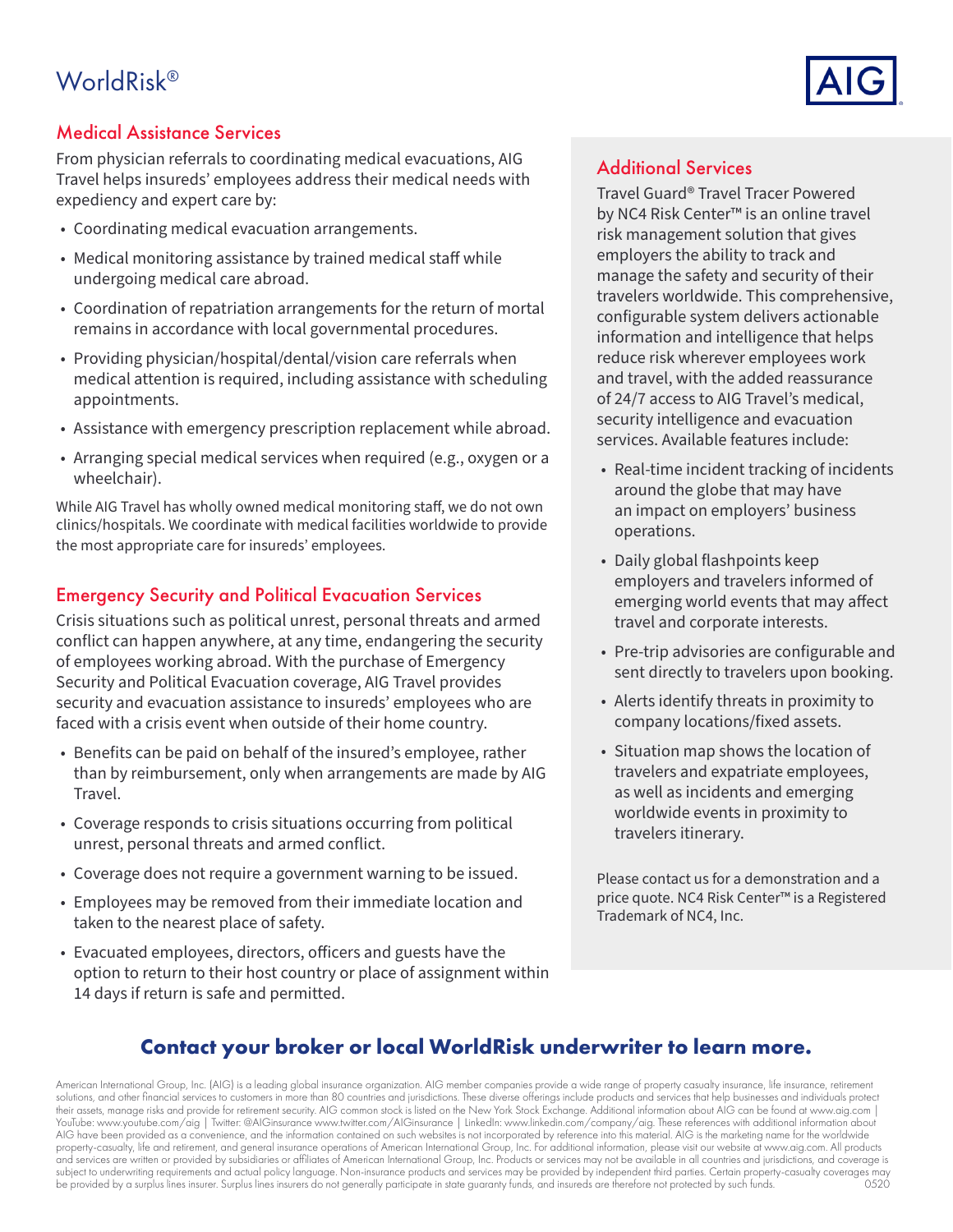# WorldRisk®

## Medical Assistance Services

From physician referrals to coordinating medical evacuations, AIG Travel helps insureds' employees address their medical needs with expediency and expert care by:

- Coordinating medical evacuation arrangements.
- Medical monitoring assistance by trained medical staff while undergoing medical care abroad.
- Coordination of repatriation arrangements for the return of mortal remains in accordance with local governmental procedures.
- Providing physician/hospital/dental/vision care referrals when medical attention is required, including assistance with scheduling appointments.
- Assistance with emergency prescription replacement while abroad.
- Arranging special medical services when required (e.g., oxygen or a wheelchair).

While AIG Travel has wholly owned medical monitoring staff, we do not own clinics/hospitals. We coordinate with medical facilities worldwide to provide the most appropriate care for insureds' employees.

## Emergency Security and Political Evacuation Services

Crisis situations such as political unrest, personal threats and armed conflict can happen anywhere, at any time, endangering the security of employees working abroad. With the purchase of Emergency Security and Political Evacuation coverage, AIG Travel provides security and evacuation assistance to insureds' employees who are faced with a crisis event when outside of their home country.

- Benefits can be paid on behalf of the insured's employee, rather than by reimbursement, only when arrangements are made by AIG Travel.
- Coverage responds to crisis situations occurring from political unrest, personal threats and armed conflict.
- Coverage does not require a government warning to be issued.
- Employees may be removed from their immediate location and taken to the nearest place of safety.
- Evacuated employees, directors, officers and guests have the option to return to their host country or place of assignment within 14 days if return is safe and permitted.

## Additional Services

Travel Guard® Travel Tracer Powered by NC4 Risk Center™ is an online travel risk management solution that gives employers the ability to track and manage the safety and security of their travelers worldwide. This comprehensive, configurable system delivers actionable information and intelligence that helps reduce risk wherever employees work and travel, with the added reassurance of 24/7 access to AIG Travel's medical, security intelligence and evacuation services. Available features include:

- Real-time incident tracking of incidents around the globe that may have an impact on employers' business operations.
- Daily global flashpoints keep employers and travelers informed of emerging world events that may affect travel and corporate interests.
- Pre-trip advisories are configurable and sent directly to travelers upon booking.
- Alerts identify threats in proximity to company locations/fixed assets.
- Situation map shows the location of travelers and expatriate employees, as well as incidents and emerging worldwide events in proximity to travelers itinerary.

Please contact us for a demonstration and a price quote. NC4 Risk Center™ is a Registered Trademark of NC4, Inc.

**Contact your broker or local WorldRisk underwriter to learn more.**

American International Group, Inc. (AIG) is a leading global insurance organization. AIG member companies provide a wide range of property casualty insurance, life insurance, retirement solutions, and other financial services to customers in more than 80 countries and jurisdictions. These diverse offerings include products and services that help businesses and individuals protect their assets, manage risks and provide for retirement security. AIG common stock is listed on the New York Stock Exchange. Additional information about AIG can be found at www.aig.com | YouTube: www.youtube.com/aig | Twitter: @AIGinsurance www.twitter.com/AIGinsurance | LinkedIn: www.linkedin.com/company/aig. These references with additional information about AIG have been provided as a convenience, and the information contained on such websites is not incorporated by reference into this material. AIG is the marketing name for the worldwide property-casualty, life and retirement, and general insurance operations of American International Group, Inc. For additional information, please visit our website at www.aig.com. All products and services are written or provided by subsidiaries or affiliates of American International Group, Inc. Products or services may not be available in all countries and jurisdictions, and coverage is subject to underwriting requirements and actual policy language. Non-insurance products and services may be provided by independent third parties. Certain property-casualty coverages may be provided by a surplus lines insurer. Surplus lines insurers do not generally participate in state guaranty funds, and insureds are therefore not protected by such funds. 0520